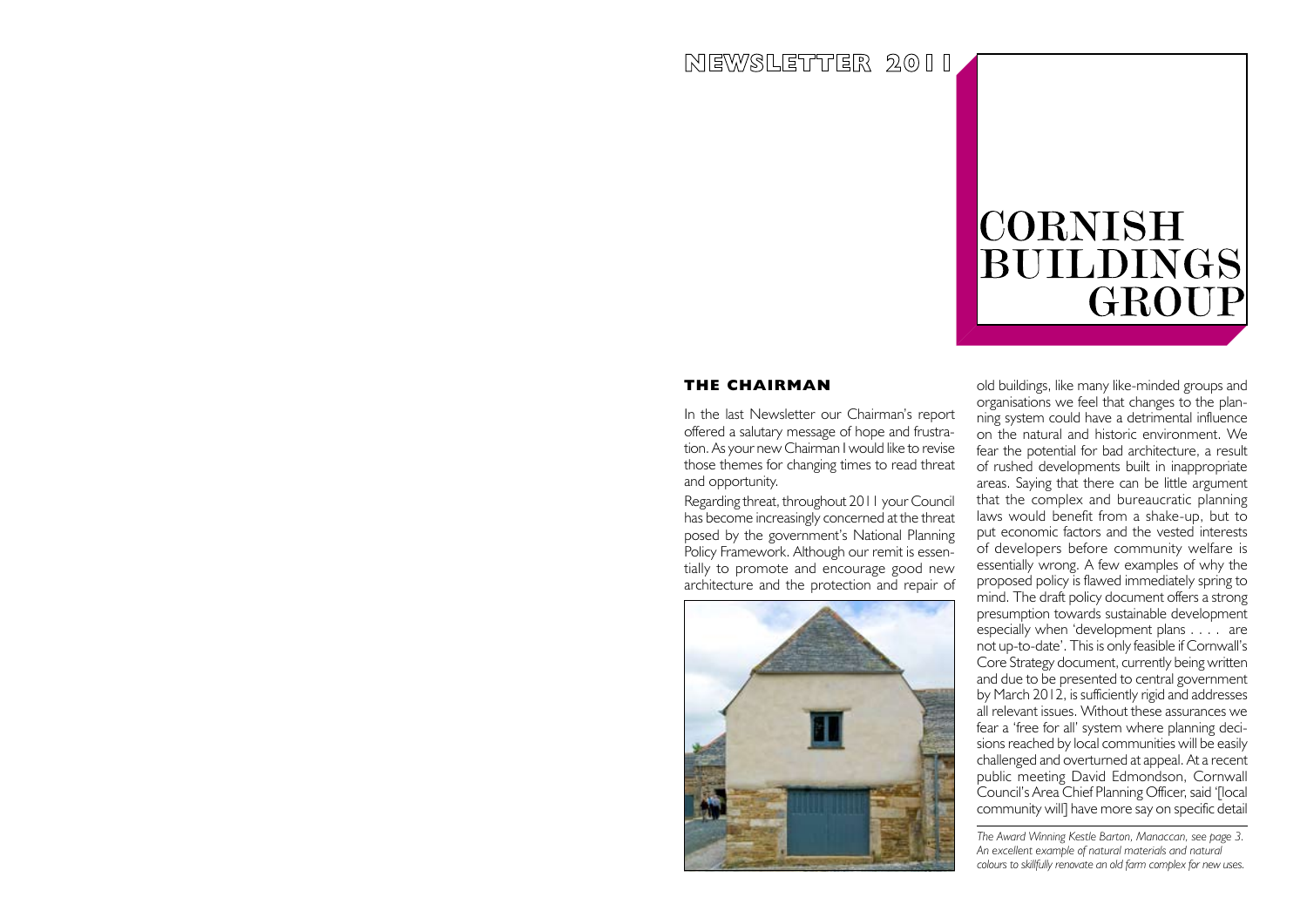# NEWSLETTER 2011

# CORNISH BUILDINGS GROUP

## THE CHAIRMAN

In the last Newsletter our Chairman's report offered a salutary message of hope and frustration. As your new Chairman I would like to revise those themes for changing times to read threat and opportunity.

Regarding threat, throughout 2011 your Council has become increasingly concerned at the threat posed by the government's National Planning Policy Framework. Although our remit is essentially to promote and encourage good new architecture and the protection and repair of old buildings, like many like-minded groups and organisations we feel that changes to the planning system could have a detrimental influence on the natural and historic environment. We fear the potential for bad architecture, a result of rushed developments built in inappropriate areas. Saying that there can be little argument that the complex and bureaucratic planning laws would benefit from a shake-up, but to put economic factors and the vested interests of developers before community welfare is essentially wrong. A few examples of why the proposed policy is flawed immediately spring to mind. The draft policy document offers a strong presumption towards sustainable development especially when 'development plans . . . . are not up-to-date'. This is only feasible if Cornwall's Core Strategy document, currently being written and due to be presented to central government by March 2012, is sufficiently rigid and addresses all relevant issues. Without these assurances we fear a 'free for all' system where planning decisions reached by local communities will be easily challenged and overturned at appeal. At a recent public meeting David Edmondson, Cornwall Council's Area Chief Planning Officer, said '[local community will] have more say on specific detail

*The Award Winning Kestle Barton, Manaccan, see page 3. An excellent example of natural materials and natural colours to skillfully renovate an old farm complex for new uses.*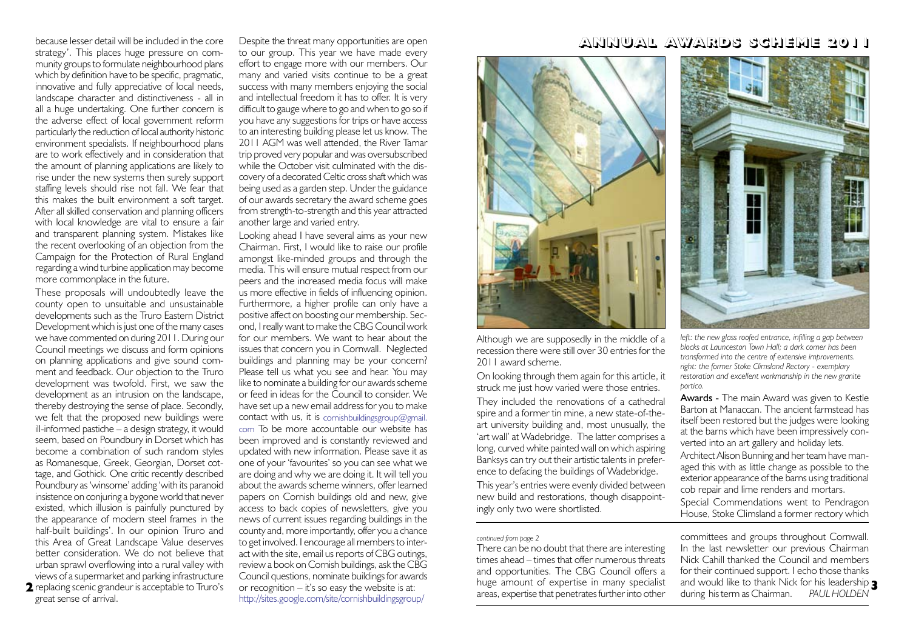because lesser detail will be included in the core strategy'. This places huge pressure on community groups to formulate neighbourhood plans which by definition have to be specific, pragmatic, innovative and fully appreciative of local needs, landscape character and distinctiveness - all in all a huge undertaking. One further concern is the adverse effect of local government reform particularly the reduction of local authority historic environment specialists. If neighbourhood plans are to work effectively and in consideration that the amount of planning applications are likely to rise under the new systems then surely support staffing levels should rise not fall. We fear that this makes the built environment a soft target. After all skilled conservation and planning officers with local knowledge are vital to ensure a fair and transparent planning system. Mistakes like the recent overlooking of an objection from the Campaign for the Protection of Rural England regarding a wind turbine application may become more commonplace in the future.

These proposals will undoubtedly leave the county open to unsuitable and unsustainable developments such as the Truro Eastern District Development which is just one of the many cases we have commented on during 2011. During our Council meetings we discuss and form opinions on planning applications and give sound comment and feedback. Our objection to the Truro development was twofold. First, we saw the development as an intrusion on the landscape, thereby destroying the sense of place. Secondly, we felt that the proposed new buildings were ill-informed pastiche – a design strategy, it would seem, based on Poundbury in Dorset which has become a combination of such random styles as Romanesque, Greek, Georgian, Dorset cottage, and Gothick. One critic recently described Poundbury as 'winsome' adding 'with its paranoid insistence on conjuring a bygone world that never existed, which illusion is painfully punctured by the appearance of modern steel frames in the half-built buildings'. In our opinion Truro and this Area of Great Landscape Value deserves better consideration. We do not believe that urban sprawl overflowing into a rural valley with views of a supermarket and parking infrastructure replacing scenic grandeur is acceptable to Truro's great sense of arrival.

Despite the threat many opportunities are open to our group. This year we have made every effort to engage more with our members. Our many and varied visits continue to be a great success with many members enjoying the social and intellectual freedom it has to offer. It is very difficult to gauge where to go and when to go so if you have any suggestions for trips or have access to an interesting building please let us know. The 2011 AGM was well attended, the River Tamar trip proved very popular and was oversubscribed while the October visit culminated with the discovery of a decorated Celtic cross shaft which was being used as a garden step. Under the guidance of our awards secretary the award scheme goes from strength-to-strength and this year attracted another large and varied entry.

Looking ahead I have several aims as your new Chairman. First, I would like to raise our profile amongst like-minded groups and through the media. This will ensure mutual respect from our peers and the increased media focus will make us more effective in fields of influencing opinion. Furthermore, a higher profile can only have a positive affect on boosting our membership. Second, I really want to make the CBG Council work for our members. We want to hear about the issues that concern you in Cornwall. Neglected buildings and planning may be your concern? Please tell us what you see and hear. You may like to nominate a building for our awards scheme or feed in ideas for the Council to consider. We have set up a new email address for you to make contact with us, it is cornishbuildingsgroup@gmail.com To be more accountable our website has been improved and is constantly reviewed and updated with new information. Please save it as one of your 'favourites' so you can see what we are doing and why we are doing it. It will tell you about the awards scheme winners, offer learned papers on Cornish buildings old and new, give access to back copies of newsletters, give you news of current issues regarding buildings in the county and, more importantly, offer you a chance to get involved. I encourage all members to interact with the site, email us reports of CBG outings, review a book on Cornish buildings, ask the CBG Council questions, nominate buildings for awards or recognition – it's so easy the website is at: http://sites.google.com/site/cornishbuildingsgroup/

*continued from page 2*

There can be no doubt that there are interesting times ahead – times that offer numerous threats and opportunities. The CBG Council offers a huge amount of expertise in many specialist areas, expertise that penetrates further into other committees and groups throughout Cornwall. In the last newsletter our previous Chairman Nick Cahill thanked the Council and members for their continued support. I echo those thanks and would like to thank Nick for his leadership during his term as Chairman. *PAUL HOLDEN*

# ANNUAL AWARDS SCHEME 2011

*left: the new glass roofed entrance, infilling a gap between blocks at Launceston Town Hall; a dark corner has been transformed into the centre of extensive improvements. right: the former Stoke Climsland Rectory - exemplary restoration and excellent workmanship in the new granite portico.*

Although we are supposedly in the middle of a recession there were still over 30 entries for the 2011 award scheme.

On looking through them again for this article, it struck me just how varied were those entries.

They included the renovations of a cathedral spire and a former tin mine, a new state-of-the-art university building and, most unusually, the 'art wall' at Wadebridge. The latter comprises a long, curved white painted wall on which aspiring Banksys can try out their artistic talents in preference to defacing the buildings of Wadebridge.

This year's entries were evenly divided between new build and restorations, though disappointingly only two were shortlisted.

**Awards -** The main Award was given to Kestle Barton at Manaccan. The ancient farmstead has itself been restored but the judges were looking at the barns which have been impressively converted into an art gallery and holiday lets.

Architect Alison Bunning and her team have managed this with as little change as possible to the exterior appearance of the barns using traditional cob repair and lime renders and mortars.

Special Commendations went to Pendragon House, Stoke Climsland a former rectory which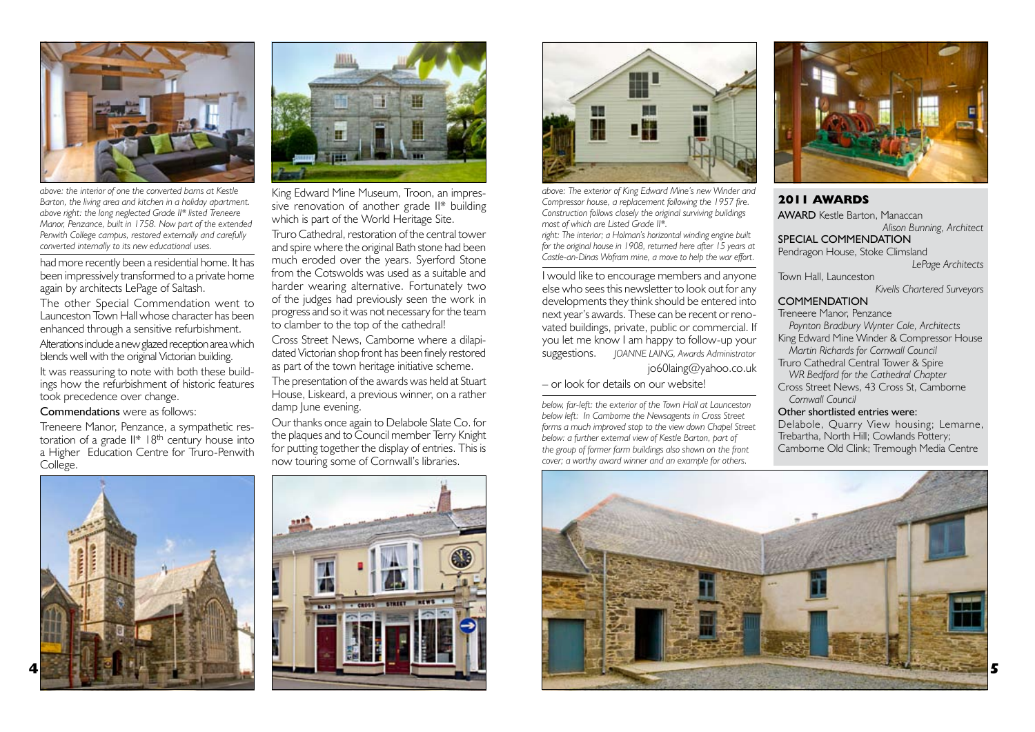*above: the interior of one the converted barns at Kestle Barton, the living area and kitchen in a holiday apartment.*
*above right: the long neglected Grade II\* listed Treneere Manor, Penzance, built in 1758. Now part of the extended Penwith College campus, restored externally and carefully converted internally to its new educational uses.*

had more recently been a residential home. It has been impressively transformed to a private home again by architects LePage of Saltash.

The other Special Commendation went to Launceston Town Hall whose character has been enhanced through a sensitive refurbishment.

Alterations include a new glazed reception area which blends well with the original Victorian building.

It was reassuring to note with both these buildings how the refurbishment of historic features took precedence over change.

**Commendations** were as follows:

Treneere Manor, Penzance, a sympathetic restoration of a grade II* 18th century house into a Higher Education Centre for Truro-Penwith College.

King Edward Mine Museum, Troon, an impressive renovation of another grade II* building which is part of the World Heritage Site.

Truro Cathedral, restoration of the central tower and spire where the original Bath stone had been much eroded over the years. Syerford Stone from the Cotswolds was used as a suitable and harder wearing alternative. Fortunately two of the judges had previously seen the work in progress and so it was not necessary for the team to clamber to the top of the cathedral!

Cross Street News, Camborne where a dilapidated Victorian shop front has been finely restored as part of the town heritage initiative scheme.

The presentation of the awards was held at Stuart House, Liskeard, a previous winner, on a rather damp June evening.

Our thanks once again to Delabole Slate Co. for the plaques and to Council member Terry Knight for putting together the display of entries. This is now touring some of Cornwall's libraries.

*above: The exterior of King Edward Mine's new Winder and Compressor house, a replacement following the 1957 fire. Construction follows closely the original surviving buildings most of which are Listed Grade II\*.*
*right: The interior; a Holman's horizontal winding engine built for the original house in 1908, returned here after 15 years at Castle-an-Dinas Wofram mine, a move to help the war effort.*

I would like to encourage members and anyone else who sees this newsletter to look out for any developments they think should be entered into next year's awards. These can be recent or renovated buildings, private, public or commercial. If you let me know I am happy to follow-up your suggestions. *JOANNE LAING, Awards Administrator*

jo60laing@yahoo.co.uk

– or look for details on our website!

*below, far-left: the exterior of the Town Hall at Launceston*
*below left: In Camborne the Newsagents in Cross Street forms a much improved stop to the view down Chapel Street*
*below: a further external view of Kestle Barton, part of the group of former farm buildings also shown on the front cover; a worthy award winner and an example for others.*

## 2011 AWARDS

**AWARD** Kestle Barton, Manaccan
*Alison Bunning, Architect*

**SPECIAL COMMENDATION**
Pendragon House, Stoke Climsland
*LePage Architects*
Town Hall, Launceston
*Kivells Chartered Surveyors*

**COMMENDATION**
Treneere Manor, Penzance
*Poynton Bradbury Wynter Cole, Architects*
King Edward Mine Winder & Compressor House
*Martin Richards for Cornwall Council*
Truro Cathedral Central Tower & Spire
*WR Bedford for the Cathedral Chapter*
Cross Street News, 43 Cross St, Camborne
*Cornwall Council*

**Other shortlisted entries were:**
Delabole, Quarry View housing; Lemarne, Trebartha, North Hill; Cowlands Pottery; Camborne Old Clink; Tremough Media Centre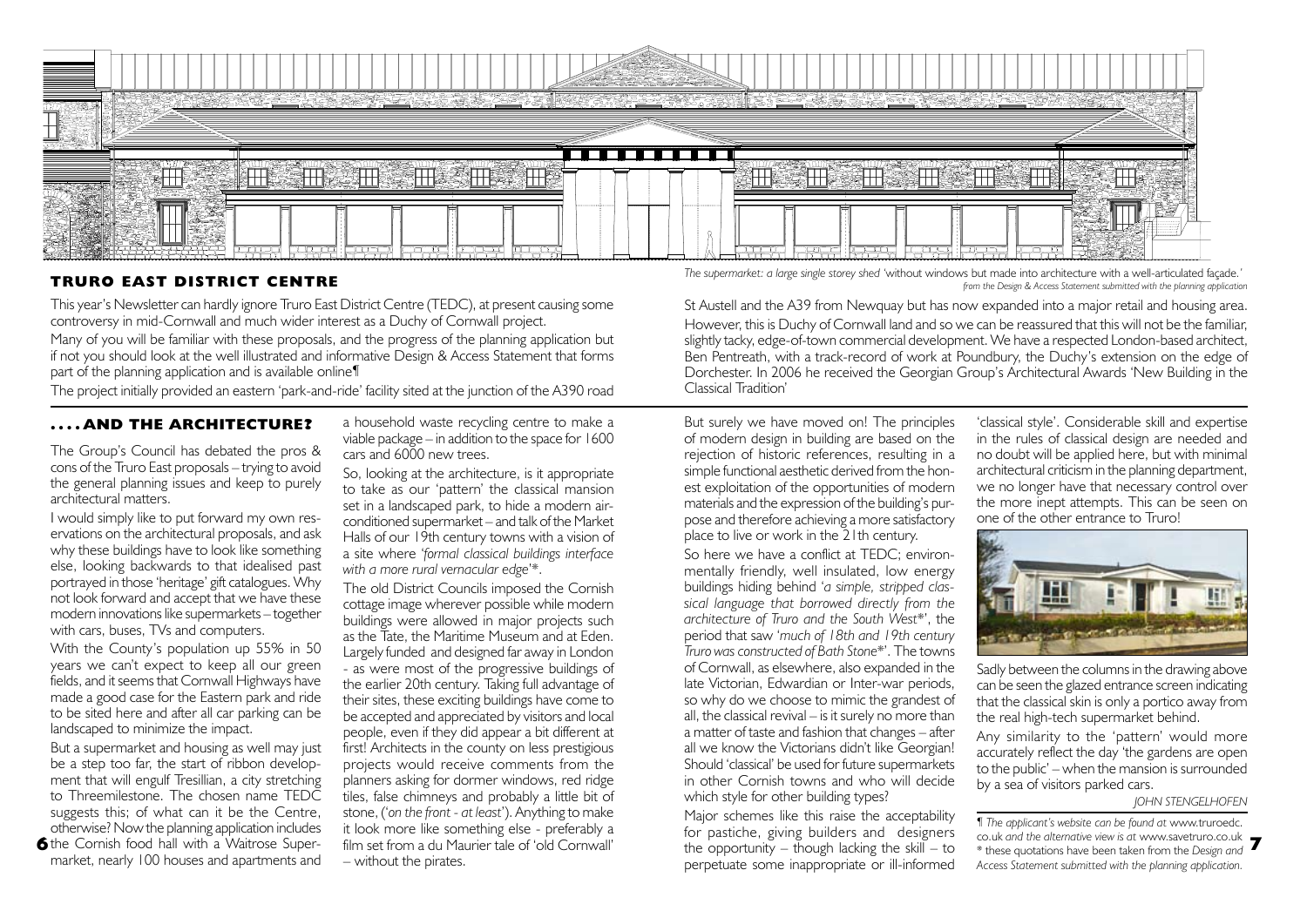## TRURO EAST DISTRICT CENTRE

*The supermarket: a large single storey shed 'without windows but made into architecture with a well-articulated façade.' from the Design & Access Statement submitted with the planning application*

This year's Newsletter can hardly ignore Truro East District Centre (TEDC), at present causing some controversy in mid-Cornwall and much wider interest as a Duchy of Cornwall project.

Many of you will be familiar with these proposals, and the progress of the planning application but if not you should look at the well illustrated and informative Design & Access Statement that forms part of the planning application and is available online¶

The project initially provided an eastern 'park-and-ride' facility sited at the junction of the A390 road St Austell and the A39 from Newquay but has now expanded into a major retail and housing area.

However, this is Duchy of Cornwall land and so we can be reassured that this will not be the familiar, slightly tacky, edge-of-town commercial development. We have a respected London-based architect, Ben Pentreath, with a track-record of work at Poundbury, the Duchy's extension on the edge of Dorchester. In 2006 he received the Georgian Group's Architectural Awards 'New Building in the Classical Tradition'

## .... AND THE ARCHITECTURE?

The Group's Council has debated the pros & cons of the Truro East proposals – trying to avoid the general planning issues and keep to purely architectural matters.

I would simply like to put forward my own reservations on the architectural proposals, and ask why these buildings have to look like something else, looking backwards to that idealised past portrayed in those 'heritage' gift catalogues. Why not look forward and accept that we have these modern innovations like supermarkets – together with cars, buses, TVs and computers.

With the County's population up 55% in 50 years we can't expect to keep all our green fields, and it seems that Cornwall Highways have made a good case for the Eastern park and ride to be sited here and after all car parking can be landscaped to minimize the impact.

But a supermarket and housing as well may just be a step too far, the start of ribbon development that will engulf Tresillian, a city stretching to Threemilestone. The chosen name TEDC suggests this; of what can it be the Centre, otherwise? Now the planning application includes the Cornish food hall with a Waitrose Supermarket, nearly 100 houses and apartments and a household waste recycling centre to make a viable package – in addition to the space for 1600 cars and 6000 new trees.

So, looking at the architecture, is it appropriate to take as our 'pattern' the classical mansion set in a landscaped park, to hide a modern air-conditioned supermarket – and talk of the Market Halls of our 19th century towns with a vision of a site where '*formal classical buildings interface with a more rural vernacular edge*'*.

The old District Councils imposed the Cornish cottage image wherever possible while modern buildings were allowed in major projects such as the Tate, the Maritime Museum and at Eden. Largely funded and designed far away in London - as were most of the progressive buildings of the earlier 20th century. Taking full advantage of their sites, these exciting buildings have come to be accepted and appreciated by visitors and local people, even if they did appear a bit different at first! Architects in the county on less prestigious projects would receive comments from the planners asking for dormer windows, red ridge tiles, false chimneys and probably a little bit of stone, ('*on the front - at least*'). Anything to make it look more like something else - preferably a film set from a du Maurier tale of 'old Cornwall' – without the pirates.

But surely we have moved on! The principles of modern design in building are based on the rejection of historic references, resulting in a simple functional aesthetic derived from the honest exploitation of the opportunities of modern materials and the expression of the building's purpose and therefore achieving a more satisfactory place to live or work in the 21th century.

So here we have a conflict at TEDC; environmentally friendly, well insulated, low energy buildings hiding behind '*a simple, stripped classical language that borrowed directly from the architecture of Truro and the South West*'*, the period that saw '*much of 18th and 19th century Truro was constructed of Bath Stone*'*. The towns of Cornwall, as elsewhere, also expanded in the late Victorian, Edwardian or Inter-war periods, so why do we choose to mimic the grandest of all, the classical revival – is it surely no more than a matter of taste and fashion that changes – after all we know the Victorians didn't like Georgian! Should 'classical' be used for future supermarkets in other Cornish towns and who will decide which style for other building types?

Major schemes like this raise the acceptability for pastiche, giving builders and designers the opportunity – though lacking the skill – to perpetuate some inappropriate or ill-informed 'classical style'. Considerable skill and expertise in the rules of classical design are needed and no doubt will be applied here, but with minimal architectural criticism in the planning department, we no longer have that necessary control over the more inept attempts. This can be seen on one of the other entrance to Truro!

Sadly between the columns in the drawing above can be seen the glazed entrance screen indicating that the classical skin is only a portico away from the real high-tech supermarket behind.

Any similarity to the 'pattern' would more accurately reflect the day 'the gardens are open to the public' – when the mansion is surrounded by a sea of visitors parked cars.

*JOHN STENGELHOFEN*

¶ *The applicant's website can be found at* www.truroedc.co.uk *and the alternative view is at* www.savetruro.co.uk
\* *these quotations have been taken from the Design and Access Statement submitted with the planning application.*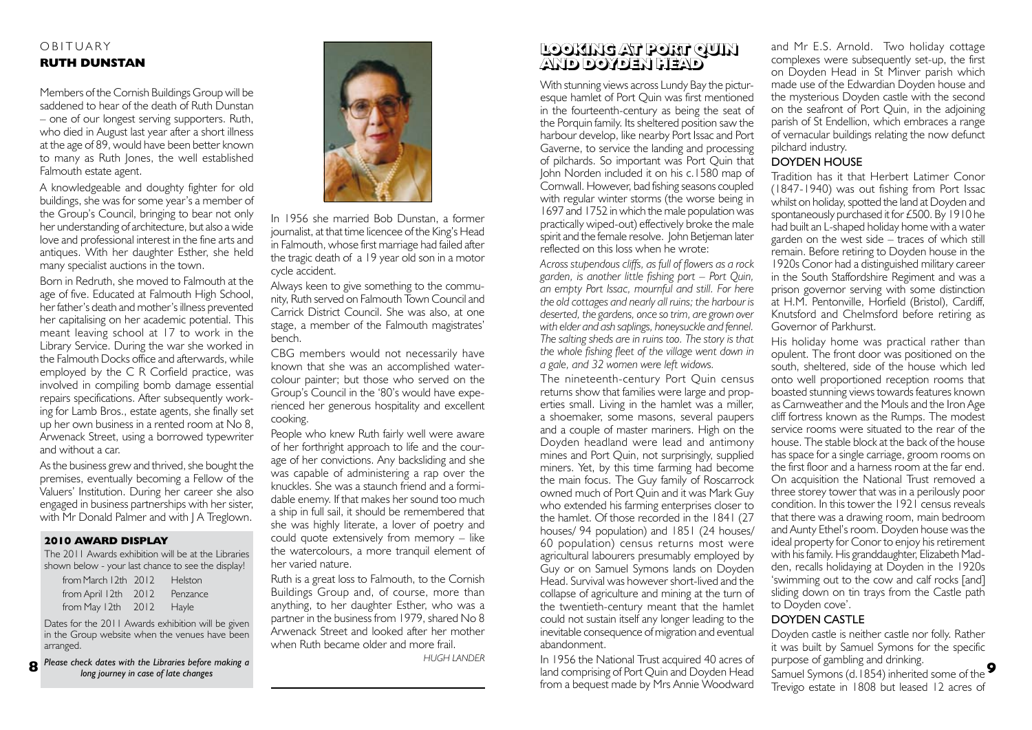OBITUARY

## RUTH DUNSTAN

Members of the Cornish Buildings Group will be saddened to hear of the death of Ruth Dunstan – one of our longest serving supporters. Ruth, who died in August last year after a short illness at the age of 89, would have been better known to many as Ruth Jones, the well established Falmouth estate agent.

A knowledgeable and doughty fighter for old buildings, she was for some year's a member of the Group's Council, bringing to bear not only her understanding of architecture, but also a wide love and professional interest in the fine arts and antiques. With her daughter Esther, she held many specialist auctions in the town.

Born in Redruth, she moved to Falmouth at the age of five. Educated at Falmouth High School, her father's death and mother's illness prevented her capitalising on her academic potential. This meant leaving school at 17 to work in the Library Service. During the war she worked in the Falmouth Docks office and afterwards, while employed by the C R Corfield practice, was involved in compiling bomb damage essential repairs specifications. After subsequently working for Lamb Bros., estate agents, she finally set up her own business in a rented room at No 8, Arwenack Street, using a borrowed typewriter and without a car.

As the business grew and thrived, she bought the premises, eventually becoming a Fellow of the Valuers' Institution. During her career she also engaged in business partnerships with her sister, with Mr Donald Palmer and with J A Treglown.

In 1956 she married Bob Dunstan, a former journalist, at that time licencee of the King's Head in Falmouth, whose first marriage had failed after the tragic death of a 19 year old son in a motor cycle accident.

Always keen to give something to the community, Ruth served on Falmouth Town Council and Carrick District Council. She was also, at one stage, a member of the Falmouth magistrates' bench.

CBG members would not necessarily have known that she was an accomplished watercolour painter; but those who served on the Group's Council in the '80's would have experienced her generous hospitality and excellent cooking.

People who knew Ruth fairly well were aware of her forthright approach to life and the courage of her convictions. Any backsliding and she was capable of administering a rap over the knuckles. She was a staunch friend and a formidable enemy. If that makes her sound too much a ship in full sail, it should be remembered that she was highly literate, a lover of poetry and could quote extensively from memory – like the watercolours, a more tranquil element of her varied nature.

Ruth is a great loss to Falmouth, to the Cornish Buildings Group and, of course, more than anything, to her daughter Esther, who was a partner in the business from 1979, shared No 8 Arwenack Street and looked after her mother when Ruth became older and more frail.

*HUGH LANDER*

### 2010 AWARD DISPLAY

The 2011 Awards exhibition will be at the Libraries shown below - your last chance to see the display!

| | | |
|---|---|---|
| from March 12th | 2012 | Helston |
| from April 12th | 2012 | Penzance |
| from May 12th | 2012 | Hayle |

Dates for the 2011 Awards exhibition will be given in the Group website when the venues have been arranged.

*Please check dates with the Libraries before making a long journey in case of late changes*

## LOOKING AT PORT QUIN AND DOYDEN HEAD

With stunning views across Lundy Bay the picturesque hamlet of Port Quin was first mentioned in the fourteenth-century as being the seat of the Porquin family. Its sheltered position saw the harbour develop, like nearby Port Issac and Port Gaverne, to service the landing and processing of pilchards. So important was Port Quin that John Norden included it on his c.1580 map of Cornwall. However, bad fishing seasons coupled with regular winter storms (the worse being in 1697 and 1752 in which the male population was practically wiped-out) effectively broke the male spirit and the female resolve. John Betjeman later reflected on this loss when he wrote:

*Across stupendous cliffs, as full of flowers as a rock garden, is another little fishing port – Port Quin, an empty Port Issac, mournful and still. For here the old cottages and nearly all ruins; the harbour is deserted, the gardens, once so trim, are grown over with elder and ash saplings, honeysuckle and fennel. The salting sheds are in ruins too. The story is that the whole fishing fleet of the village went down in a gale, and 32 women were left widows.*

The nineteenth-century Port Quin census returns show that families were large and properties small. Living in the hamlet was a miller, a shoemaker, some masons, several paupers and a couple of master mariners. High on the Doyden headland were lead and antimony mines and Port Quin, not surprisingly, supplied miners. Yet, by this time farming had become the main focus. The Guy family of Roscarrock owned much of Port Quin and it was Mark Guy who extended his farming enterprises closer to the hamlet. Of those recorded in the 1841 (27 houses/ 94 population) and 1851 (24 houses/ 60 population) census returns most were agricultural labourers presumably employed by Guy or on Samuel Symons lands on Doyden Head. Survival was however short-lived and the collapse of agriculture and mining at the turn of the twentieth-century meant that the hamlet could not sustain itself any longer leading to the inevitable consequence of migration and eventual abandonment.

In 1956 the National Trust acquired 40 acres of land comprising of Port Quin and Doyden Head from a bequest made by Mrs Annie Woodward and Mr E.S. Arnold. Two holiday cottage complexes were subsequently set-up, the first on Doyden Head in St Minver parish which made use of the Edwardian Doyden house and the mysterious Doyden castle with the second on the seafront of Port Quin, in the adjoining parish of St Endellion, which embraces a range of vernacular buildings relating the now defunct pilchard industry.

### DOYDEN HOUSE

Tradition has it that Herbert Latimer Conor (1847-1940) was out fishing from Port Issac whilst on holiday, spotted the land at Doyden and spontaneously purchased it for £500. By 1910 he had built an L-shaped holiday home with a water garden on the west side – traces of which still remain. Before retiring to Doyden house in the 1920s Conor had a distinguished military career in the South Staffordshire Regiment and was a prison governor serving with some distinction at H.M. Pentonville, Horfield (Bristol), Cardiff, Knutsford and Chelmsford before retiring as Governor of Parkhurst.

His holiday home was practical rather than opulent. The front door was positioned on the south, sheltered, side of the house which led onto well proportioned reception rooms that boasted stunning views towards features known as Carnweather and the Mouls and the Iron Age cliff fortress known as the Rumps. The modest service rooms were situated to the rear of the house. The stable block at the back of the house has space for a single carriage, groom rooms on the first floor and a harness room at the far end. On acquisition the National Trust removed a three storey tower that was in a perilously poor condition. In this tower the 1921 census reveals that there was a drawing room, main bedroom and Aunty Ethel's room. Doyden house was the ideal property for Conor to enjoy his retirement with his family. His granddaughter, Elizabeth Madden, recalls holidaying at Doyden in the 1920s 'swimming out to the cow and calf rocks [and] sliding down on tin trays from the Castle path to Doyden cove'.

### DOYDEN CASTLE

Doyden castle is neither castle nor folly. Rather it was built by Samuel Symons for the specific purpose of gambling and drinking.

Samuel Symons (d.1854) inherited some of the Trevigo estate in 1808 but leased 12 acres of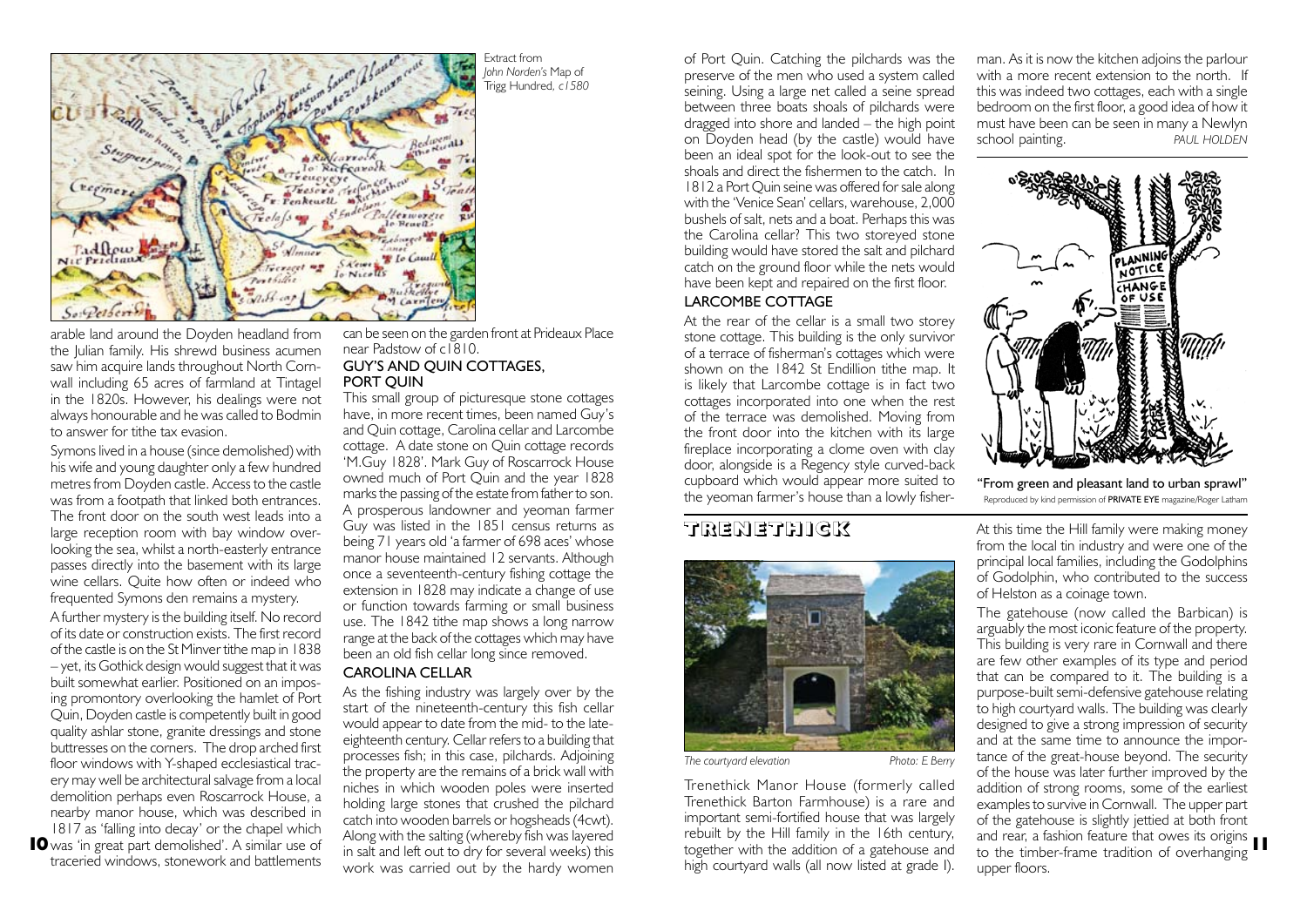Extract from *John Norden's* Map of Trigg Hundred, *c1580*

arable land around the Doyden headland from the Julian family. His shrewd business acumen saw him acquire lands throughout North Cornwall including 65 acres of farmland at Tintagel in the 1820s. However, his dealings were not always honourable and he was called to Bodmin to answer for tithe tax evasion.

Symons lived in a house (since demolished) with his wife and young daughter only a few hundred metres from Doyden castle. Access to the castle was from a footpath that linked both entrances. The front door on the south west leads into a large reception room with bay window overlooking the sea, whilst a north-easterly entrance passes directly into the basement with its large wine cellars. Quite how often or indeed who frequented Symons den remains a mystery.

A further mystery is the building itself. No record of its date or construction exists. The first record of the castle is on the St Minver tithe map in 1838 – yet, its Gothick design would suggest that it was built somewhat earlier. Positioned on an imposing promontory overlooking the hamlet of Port Quin, Doyden castle is competently built in good quality ashlar stone, granite dressings and stone buttresses on the corners. The drop arched first floor windows with Y-shaped ecclesiastical tracery may well be architectural salvage from a local demolition perhaps even Roscarrock House, a nearby manor house, which was described in 1817 as 'falling into decay' or the chapel which was 'in great part demolished'. A similar use of traceried windows, stonework and battlements can be seen on the garden front at Prideaux Place near Padstow of c1810.

### GUY'S AND QUIN COTTAGES, PORT QUIN

This small group of picturesque stone cottages have, in more recent times, been named Guy's and Quin cottage, Carolina cellar and Larcombe cottage. A date stone on Quin cottage records 'M.Guy 1828'. Mark Guy of Roscarrock House owned much of Port Quin and the year 1828 marks the passing of the estate from father to son. A prosperous landowner and yeoman farmer Guy was listed in the 1851 census returns as being 71 years old 'a farmer of 698 aces' whose manor house maintained 12 servants. Although once a seventeenth-century fishing cottage the extension in 1828 may indicate a change of use or function towards farming or small business use. The 1842 tithe map shows a long narrow range at the back of the cottages which may have been an old fish cellar long since removed.

### CAROLINA CELLAR

As the fishing industry was largely over by the start of the nineteenth-century this fish cellar would appear to date from the mid- to the late-eighteenth century. Cellar refers to a building that processes fish; in this case, pilchards. Adjoining the property are the remains of a brick wall with niches in which wooden poles were inserted holding large stones that crushed the pilchard catch into wooden barrels or hogsheads (4cwt). Along with the salting (whereby fish was layered in salt and left out to dry for several weeks) this work was carried out by the hardy women of Port Quin. Catching the pilchards was the preserve of the men who used a system called seining. Using a large net called a seine spread between three boats shoals of pilchards were dragged into shore and landed – the high point on Doyden head (by the castle) would have been an ideal spot for the look-out to see the shoals and direct the fishermen to the catch. In 1812 a Port Quin seine was offered for sale along with the 'Venice Sean' cellars, warehouse, 2,000 bushels of salt, nets and a boat. Perhaps this was the Carolina cellar? This two storeyed stone building would have stored the salt and pilchard catch on the ground floor while the nets would have been kept and repaired on the first floor.

### LARCOMBE COTTAGE

At the rear of the cellar is a small two storey stone cottage. This building is the only survivor of a terrace of fisherman's cottages which were shown on the 1842 St Endillion tithe map. It is likely that Larcombe cottage is in fact two cottages incorporated into one when the rest of the terrace was demolished. Moving from the front door into the kitchen with its large fireplace incorporating a clome oven with clay door, alongside is a Regency style curved-back cupboard which would appear more suited to the yeoman farmer's house than a lowly fisherman. As it is now the kitchen adjoins the parlour with a more recent extension to the north. If this was indeed two cottages, each with a single bedroom on the first floor, a good idea of how it must have been can be seen in many a Newlyn school painting.

*PAUL HOLDEN*

"From green and pleasant land to urban sprawl"

Reproduced by kind permission of **PRIVATE EYE** magazine/Roger Latham

## TRENETHICK

*The courtyard elevation* — *Photo: E Berry*

Trenethick Manor House (formerly called Trenethick Barton Farmhouse) is a rare and important semi-fortified house that was largely rebuilt by the Hill family in the 16th century, together with the addition of a gatehouse and high courtyard walls (all now listed at grade I). At this time the Hill family were making money from the local tin industry and were one of the principal local families, including the Godolphins of Godolphin, who contributed to the success of Helston as a coinage town.

The gatehouse (now called the Barbican) is arguably the most iconic feature of the property. This building is very rare in Cornwall and there are few other examples of its type and period that can be compared to it. The building is a purpose-built semi-defensive gatehouse relating to high courtyard walls. The building was clearly designed to give a strong impression of security and at the same time to announce the importance of the great-house beyond. The security of the house was later further improved by the addition of strong rooms, some of the earliest examples to survive in Cornwall. The upper part of the gatehouse is slightly jettied at both front and rear, a fashion feature that owes its origins to the timber-frame tradition of overhanging upper floors.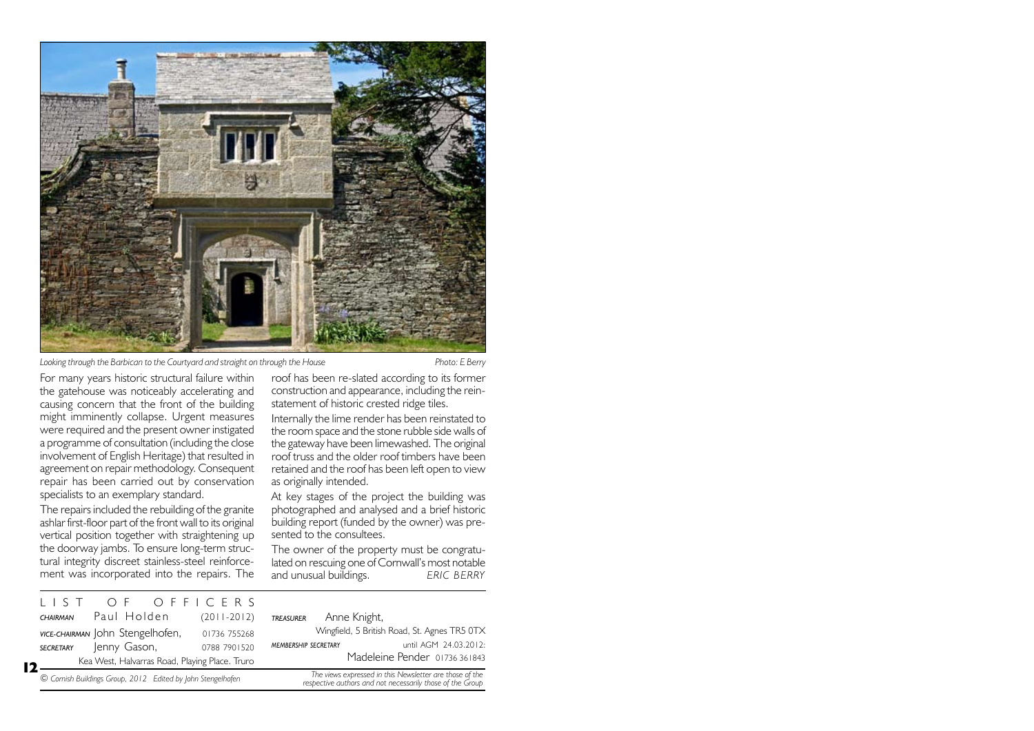*Looking through the Barbican to the Courtyard and straight on through the House* — *Photo: E Berry*

For many years historic structural failure within the gatehouse was noticeably accelerating and causing concern that the front of the building might imminently collapse. Urgent measures were required and the present owner instigated a programme of consultation (including the close involvement of English Heritage) that resulted in agreement on repair methodology. Consequent repair has been carried out by conservation specialists to an exemplary standard.

The repairs included the rebuilding of the granite ashlar first-floor part of the front wall to its original vertical position together with straightening up the doorway jambs. To ensure long-term structural integrity discreet stainless-steel reinforcement was incorporated into the repairs. The roof has been re-slated according to its former construction and appearance, including the reinstatement of historic crested ridge tiles.

Internally the lime render has been reinstated to the room space and the stone rubble side walls of the gateway have been limewashed. The original roof truss and the older roof timbers have been retained and the roof has been left open to view as originally intended.

At key stages of the project the building was photographed and analysed and a brief historic building report (funded by the owner) was presented to the consultees.

The owner of the property must be congratulated on rescuing one of Cornwall's most notable and unusual buildings.

*ERIC BERRY*

## LIST OF OFFICERS

*CHAIRMAN* Paul Holden (2011-2012)

*VICE-CHAIRMAN* John Stengelhofen, 01736 755268

*SECRETARY* Jenny Gason, 0788 7901520
Kea West, Halvarras Road, Playing Place. Truro

*TREASURER* Anne Knight,
Wingfield, 5 British Road, St. Agnes TR5 0TX

*MEMBERSHIP SECRETARY* until AGM 24.03.2012:
Madeleine Pender 01736 361843

*© Cornish Buildings Group, 2012 Edited by John Stengelhofen*

*The views expressed in this Newsletter are those of the respective authors and not necessarily those of the Group*